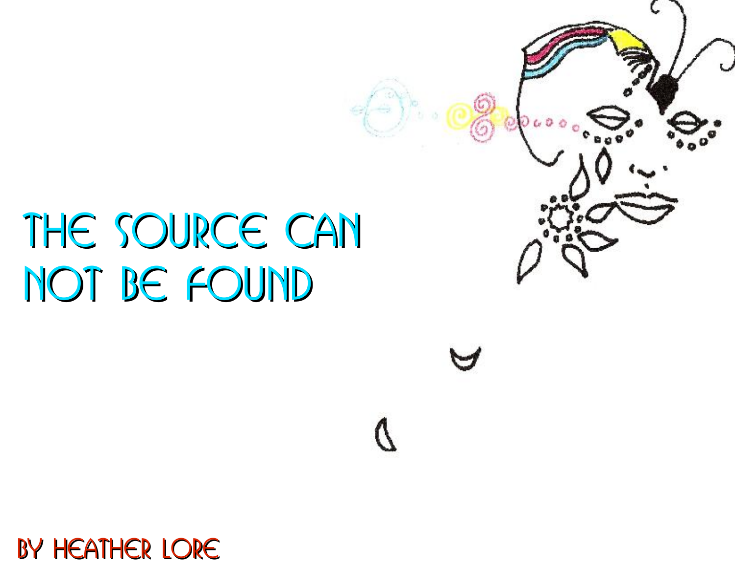# THE SOURCE CAN NOT BE FOUND

BY HEATHER LORE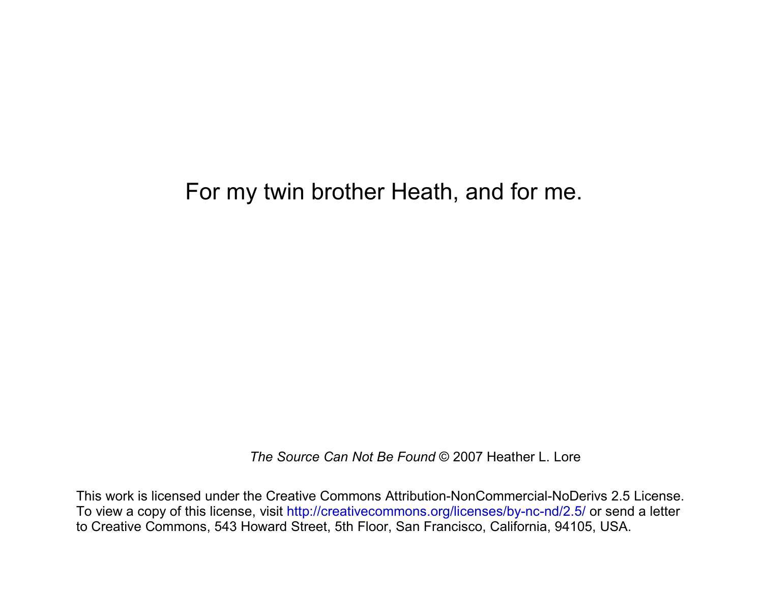For my twin brother Heath, and for me.

*The Source Can Not Be Found* © 2007 Heather L. Lore

This work is licensed under the Creative Commons Attribution-NonCommercial-NoDerivs 2.5 License. To view a copy of this license, visit http://creativecommons.org/licenses/by-nc-nd/2.5/ or send a letter to Creative Commons, 543 Howard Street, 5th Floor, San Francisco, California, 94105, USA.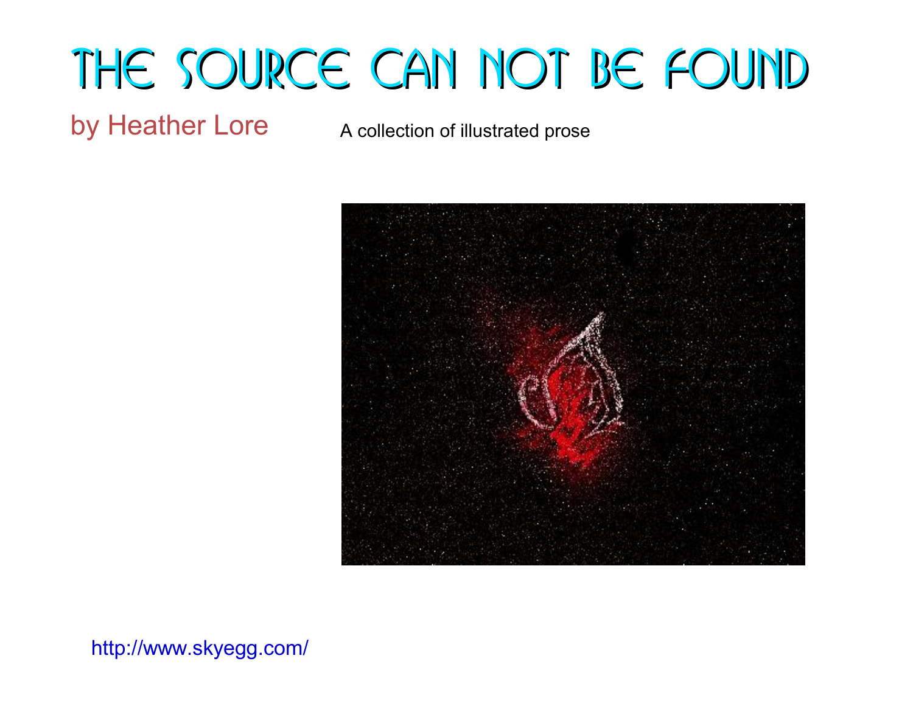# THE SOURCE CAN NOT BE FOUND

by Heather Lore

A collection of illustrated prose

http://www.skyegg.com/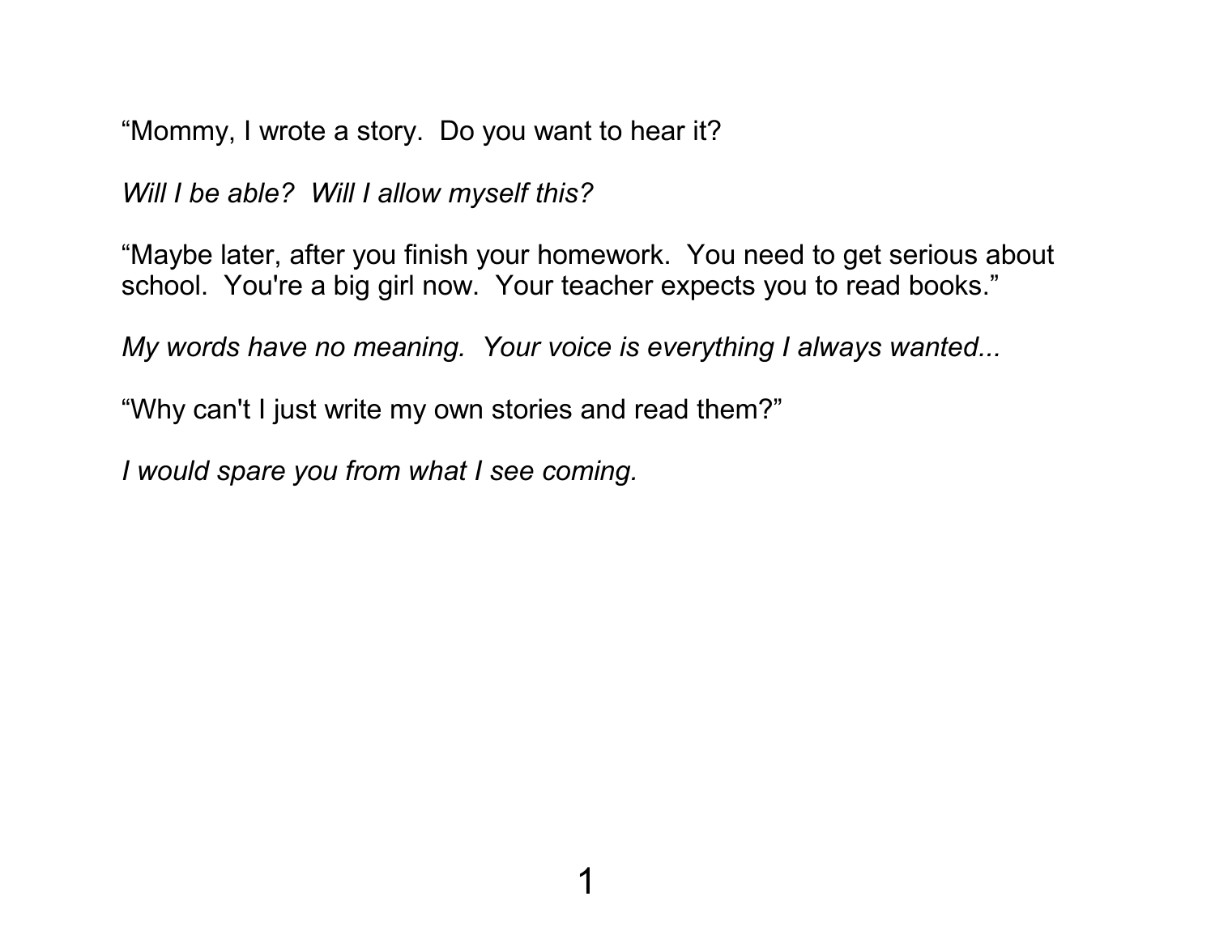"Mommy, I wrote a story.  Do you want to hear it?

*Will I be able?  Will I allow myself this?*

"Maybe later, after you finish your homework.  You need to get serious about school.  You're a big girl now.  Your teacher expects you to read books."

*My words have no meaning.  Your voice is everything I always wanted...*

"Why can't I just write my own stories and read them?"

*I would spare you from what I see coming.*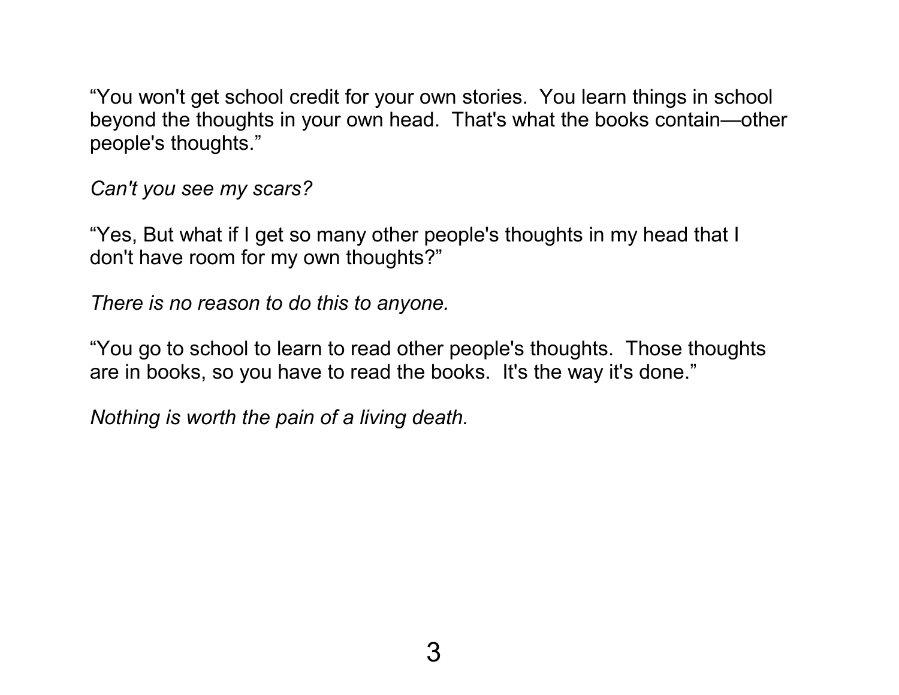"You won't get school credit for your own stories.  You learn things in school beyond the thoughts in your own head.  That's what the books contain—other people's thoughts."

*Can't you see my scars?*

"Yes, But what if I get so many other people's thoughts in my head that I don't have room for my own thoughts?"

*There is no reason to do this to anyone.*

"You go to school to learn to read other people's thoughts.  Those thoughts are in books, so you have to read the books.  It's the way it's done."

*Nothing is worth the pain of a living death.*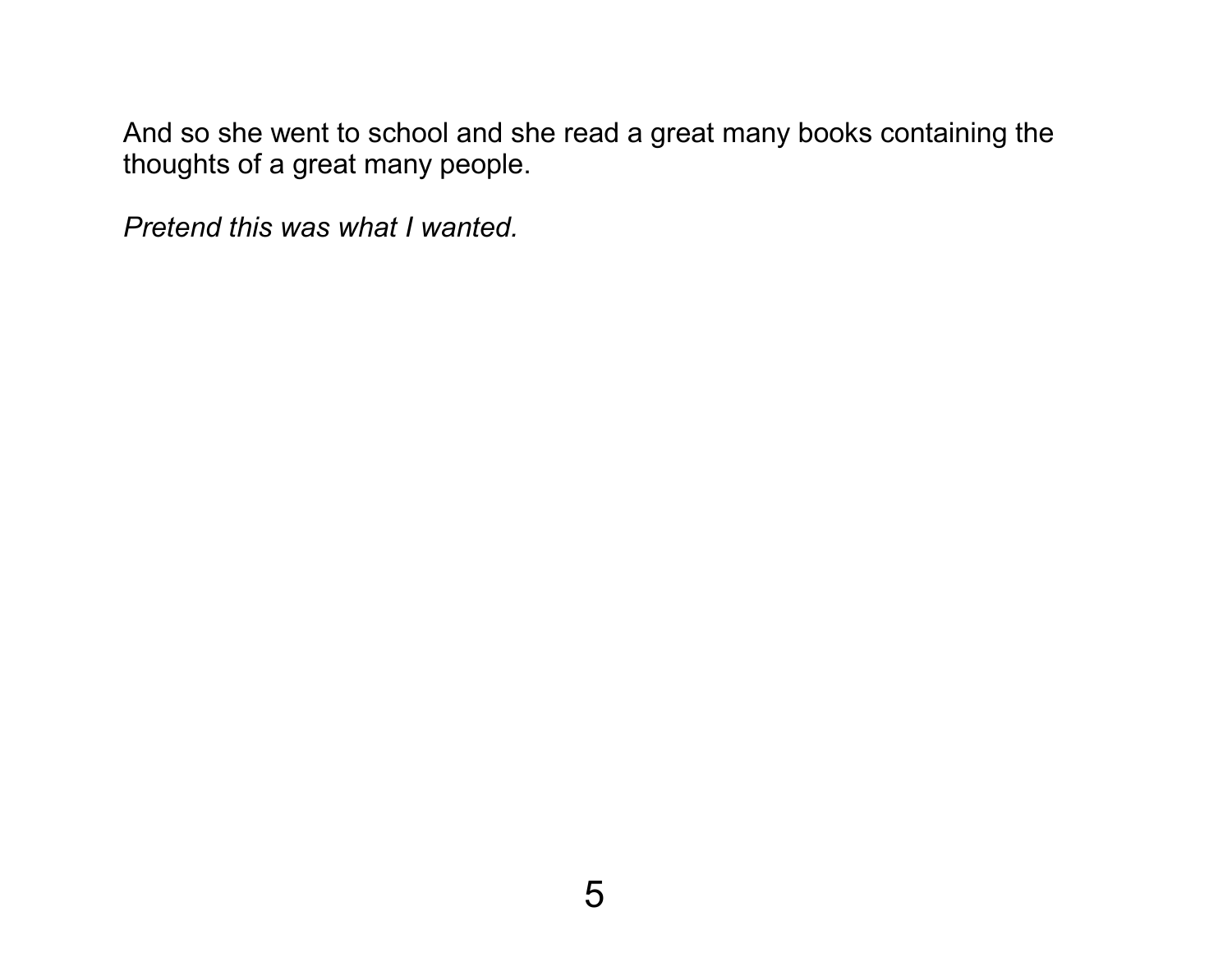And so she went to school and she read a great many books containing the thoughts of a great many people.

*Pretend this was what I wanted.*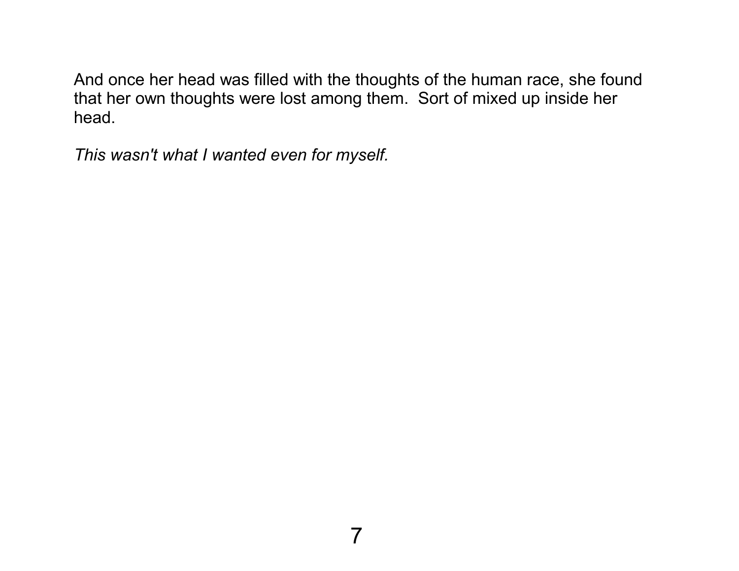And once her head was filled with the thoughts of the human race, she found that her own thoughts were lost among them.  Sort of mixed up inside her head.

*This wasn't what I wanted even for myself.*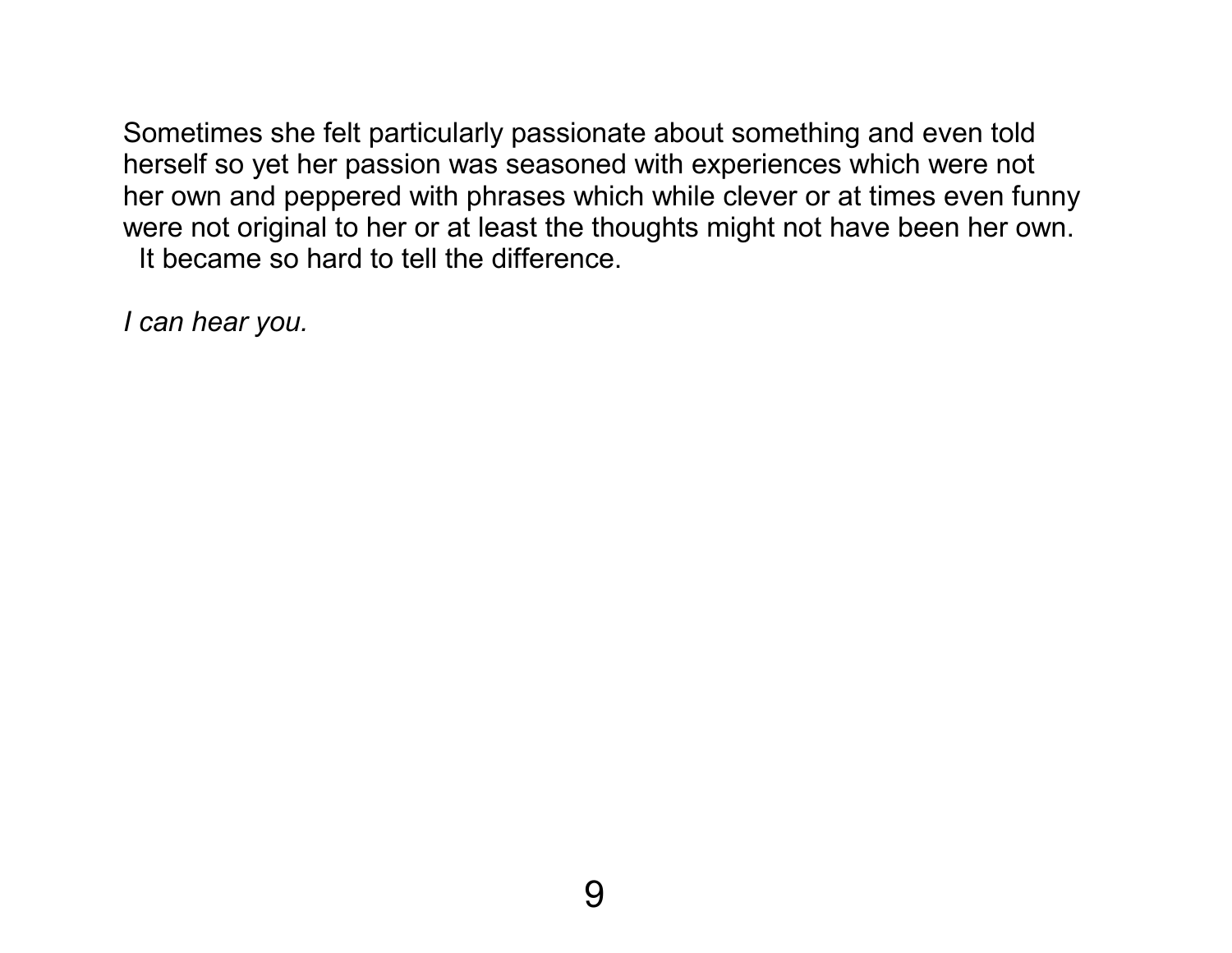Sometimes she felt particularly passionate about something and even told herself so yet her passion was seasoned with experiences which were not her own and peppered with phrases which while clever or at times even funny were not original to her or at least the thoughts might not have been her own. It became so hard to tell the difference.

*I can hear you.*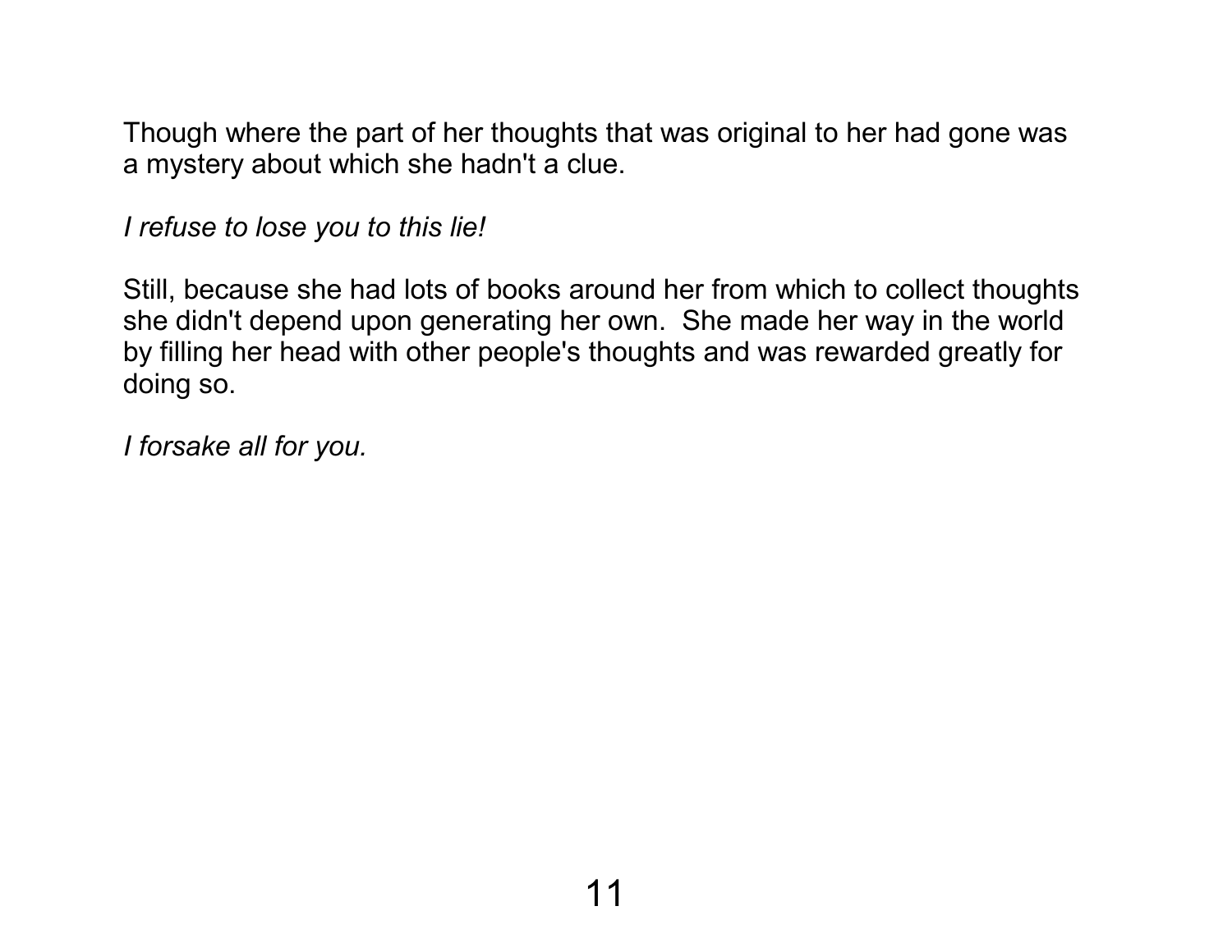Though where the part of her thoughts that was original to her had gone was a mystery about which she hadn't a clue.

*I refuse to lose you to this lie!*

Still, because she had lots of books around her from which to collect thoughts she didn't depend upon generating her own.  She made her way in the world by filling her head with other people's thoughts and was rewarded greatly for doing so.

*I forsake all for you.*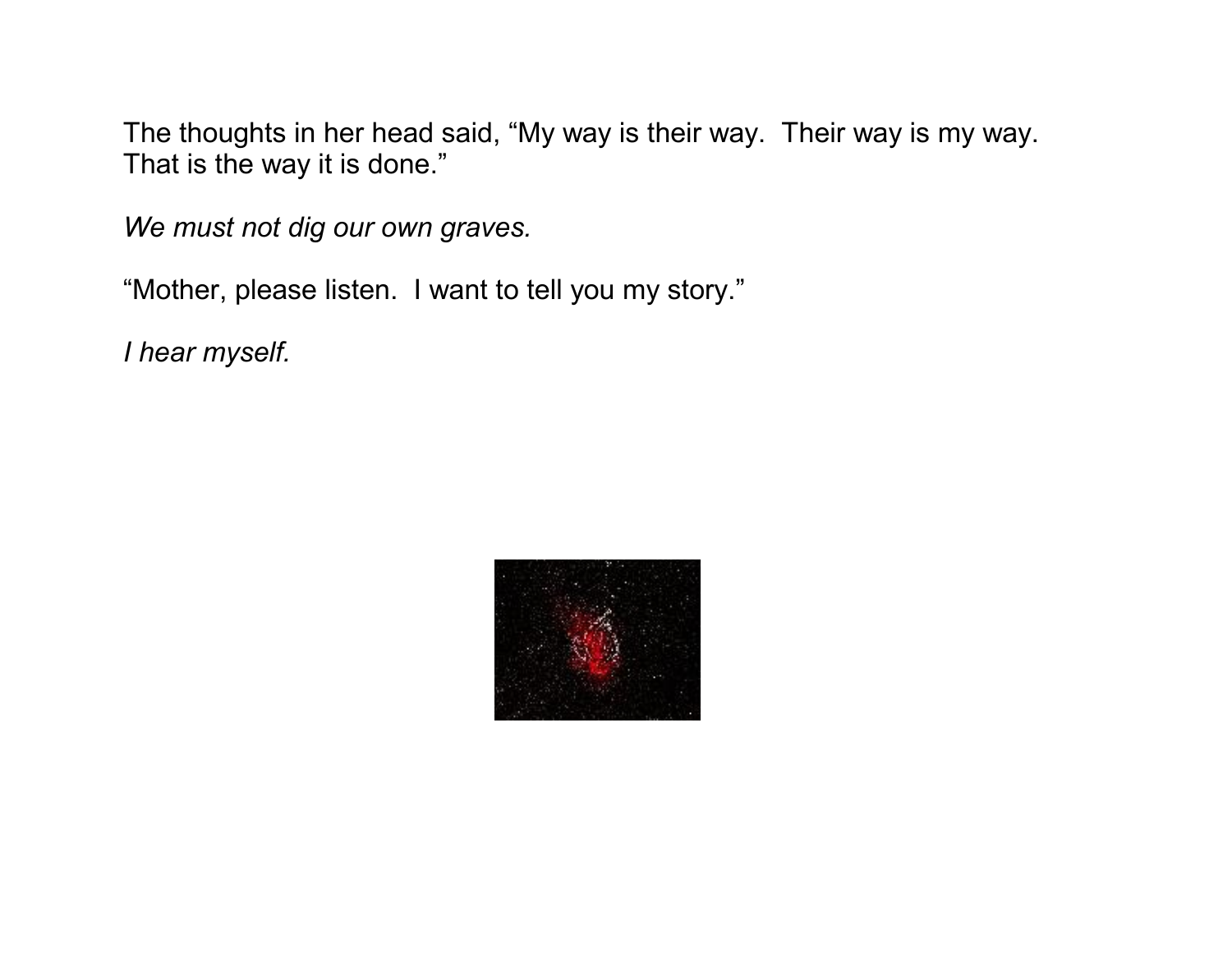The thoughts in her head said, “My way is their way.  Their way is my way.  That is the way it is done.”

*We must not dig our own graves.*

“Mother, please listen.  I want to tell you my story.”

*I hear myself.*